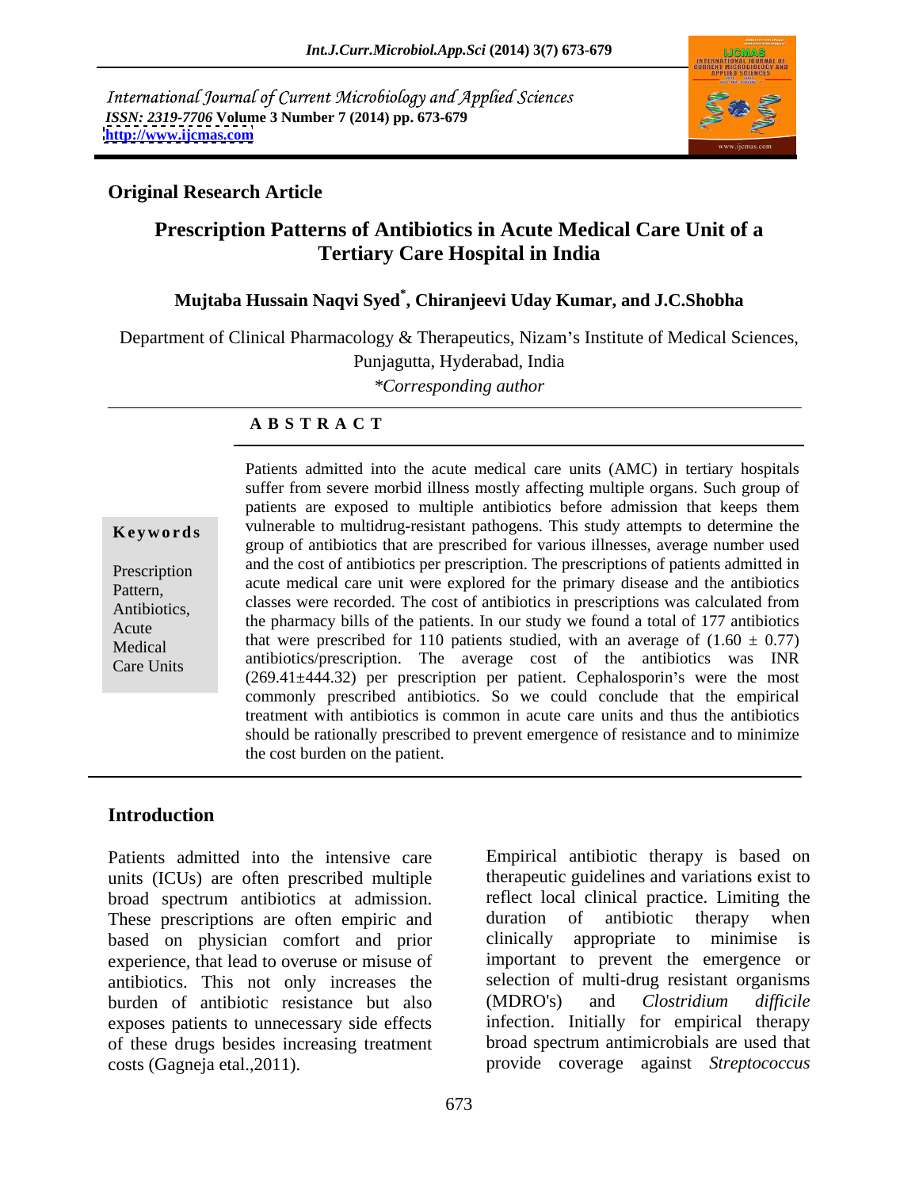International Journal of Current Microbiology and Applied Sciences
*ISSN: 2319-7706* **Volume 3 Number 7 (2014) pp. 673-679**
**http://www.ijcmas.com**

**Original Research Article**

# Prescription Patterns of Antibiotics in Acute Medical Care Unit of a Tertiary Care Hospital in India

**Mujtaba Hussain Naqvi Syed*, Chiranjeevi Uday Kumar, and J.C.Shobha**

Department of Clinical Pharmacology & Therapeutics, Nizam's Institute of Medical Sciences, Punjagutta, Hyderabad, India

*\*Corresponding author*

## A B S T R A C T

**Keywords**

Prescription Pattern, Antibiotics, Acute Medical Care Units

Patients admitted into the acute medical care units (AMC) in tertiary hospitals suffer from severe morbid illness mostly affecting multiple organs. Such group of patients are exposed to multiple antibiotics before admission that keeps them vulnerable to multidrug-resistant pathogens. This study attempts to determine the group of antibiotics that are prescribed for various illnesses, average number used and the cost of antibiotics per prescription. The prescriptions of patients admitted in acute medical care unit were explored for the primary disease and the antibiotics classes were recorded. The cost of antibiotics in prescriptions was calculated from the pharmacy bills of the patients. In our study we found a total of 177 antibiotics that were prescribed for 110 patients studied, with an average of ($1.60 \pm 0.77$) antibiotics/prescription. The average cost of the antibiotics was INR ($269.41 \pm 444.32$) per prescription per patient. Cephalosporin's were the most commonly prescribed antibiotics. So we could conclude that the empirical treatment with antibiotics is common in acute care units and thus the antibiotics should be rationally prescribed to prevent emergence of resistance and to minimize the cost burden on the patient.

## Introduction

Patients admitted into the intensive care units (ICUs) are often prescribed multiple broad spectrum antibiotics at admission. These prescriptions are often empiric and based on physician comfort and prior experience, that lead to overuse or misuse of antibiotics. This not only increases the burden of antibiotic resistance but also exposes patients to unnecessary side effects of these drugs besides increasing treatment costs (Gagneja etal.,2011).

Empirical antibiotic therapy is based on therapeutic guidelines and variations exist to reflect local clinical practice. Limiting the duration of antibiotic therapy when clinically appropriate to minimise is important to prevent the emergence or selection of multi-drug resistant organisms (MDRO's) and *Clostridium difficile* infection. Initially for empirical therapy broad spectrum antimicrobials are used that provide coverage against *Streptococcus*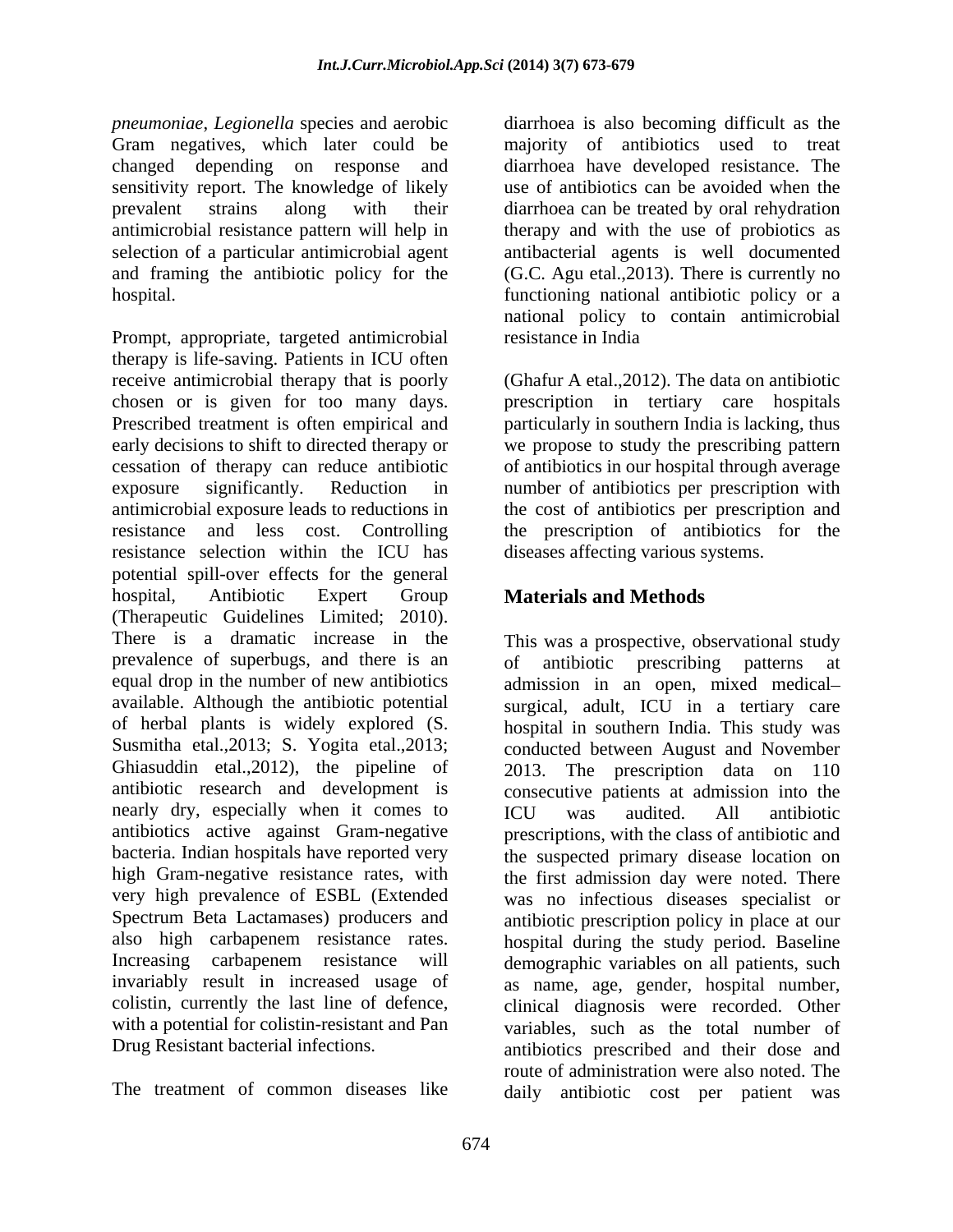*pneumoniae*, *Legionella* species and aerobic Gram negatives, which later could be changed depending on response and sensitivity report. The knowledge of likely prevalent strains along with their antimicrobial resistance pattern will help in selection of a particular antimicrobial agent and framing the antibiotic policy for the hospital.

Prompt, appropriate, targeted antimicrobial therapy is life-saving. Patients in ICU often receive antimicrobial therapy that is poorly chosen or is given for too many days. Prescribed treatment is often empirical and early decisions to shift to directed therapy or cessation of therapy can reduce antibiotic exposure significantly. Reduction in antimicrobial exposure leads to reductions in resistance and less cost. Controlling resistance selection within the ICU has potential spill-over effects for the general hospital, Antibiotic Expert Group (Therapeutic Guidelines Limited; 2010). There is a dramatic increase in the prevalence of superbugs, and there is an equal drop in the number of new antibiotics available. Although the antibiotic potential of herbal plants is widely explored (S. Susmitha etal.,2013; S. Yogita etal.,2013; Ghiasuddin etal.,2012), the pipeline of antibiotic research and development is nearly dry, especially when it comes to antibiotics active against Gram-negative bacteria. Indian hospitals have reported very high Gram-negative resistance rates, with very high prevalence of ESBL (Extended Spectrum Beta Lactamases) producers and also high carbapenem resistance rates. Increasing carbapenem resistance will invariably result in increased usage of colistin, currently the last line of defence, with a potential for colistin-resistant and Pan Drug Resistant bacterial infections.

The treatment of common diseases like diarrhoea is also becoming difficult as the majority of antibiotics used to treat diarrhoea have developed resistance. The use of antibiotics can be avoided when the diarrhoea can be treated by oral rehydration therapy and with the use of probiotics as antibacterial agents is well documented (G.C. Agu etal.,2013). There is currently no functioning national antibiotic policy or a national policy to contain antimicrobial resistance in India

(Ghafur A etal.,2012). The data on antibiotic prescription in tertiary care hospitals particularly in southern India is lacking, thus we propose to study the prescribing pattern of antibiotics in our hospital through average number of antibiotics per prescription with the cost of antibiotics per prescription and the prescription of antibiotics for the diseases affecting various systems.

## Materials and Methods

This was a prospective, observational study of antibiotic prescribing patterns at admission in an open, mixed medical–surgical, adult, ICU in a tertiary care hospital in southern India. This study was conducted between August and November 2013. The prescription data on 110 consecutive patients at admission into the ICU was audited. All antibiotic prescriptions, with the class of antibiotic and the suspected primary disease location on the first admission day were noted. There was no infectious diseases specialist or antibiotic prescription policy in place at our hospital during the study period. Baseline demographic variables on all patients, such as name, age, gender, hospital number, clinical diagnosis were recorded. Other variables, such as the total number of antibiotics prescribed and their dose and route of administration were also noted. The daily antibiotic cost per patient was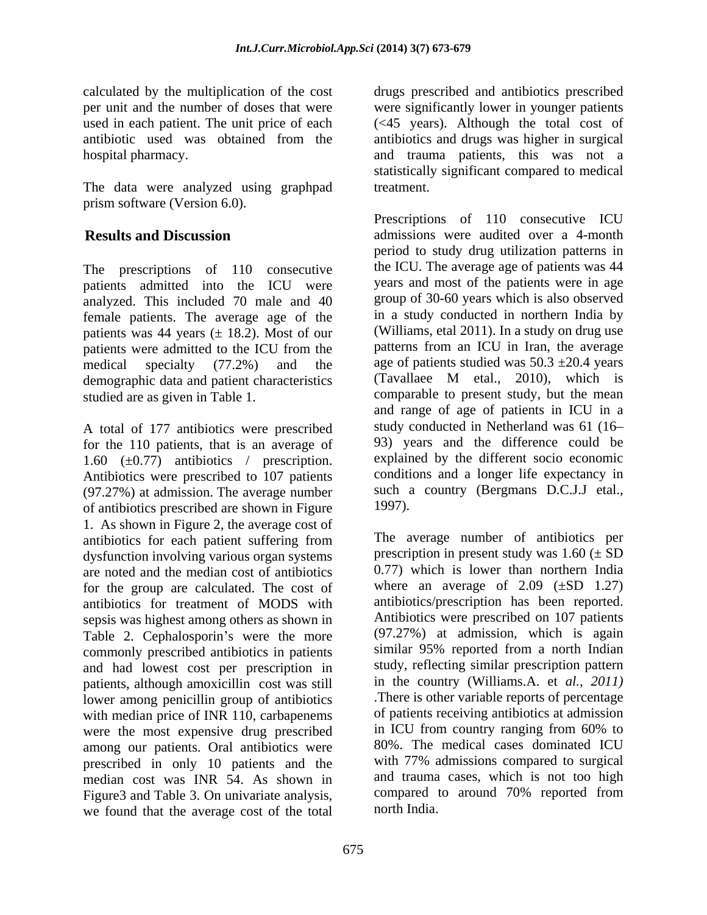calculated by the multiplication of the cost per unit and the number of doses that were used in each patient. The unit price of each antibiotic used was obtained from the hospital pharmacy.

The data were analyzed using graphpad prism software (Version 6.0).

## Results and Discussion

The prescriptions of 110 consecutive patients admitted into the ICU were analyzed. This included 70 male and 40 female patients. The average age of the patients was 44 years (± 18.2). Most of our patients were admitted to the ICU from the medical specialty (77.2%) and the demographic data and patient characteristics studied are as given in Table 1.

A total of 177 antibiotics were prescribed for the 110 patients, that is an average of 1.60 (±0.77) antibiotics / prescription. Antibiotics were prescribed to 107 patients (97.27%) at admission. The average number of antibiotics prescribed are shown in Figure 1. As shown in Figure 2, the average cost of antibiotics for each patient suffering from dysfunction involving various organ systems are noted and the median cost of antibiotics for the group are calculated. The cost of antibiotics for treatment of MODS with sepsis was highest among others as shown in Table 2. Cephalosporin's were the more commonly prescribed antibiotics in patients and had lowest cost per prescription in patients, although amoxicillin cost was still lower among penicillin group of antibiotics with median price of INR 110, carbapenems were the most expensive drug prescribed among our patients. Oral antibiotics were prescribed in only 10 patients and the median cost was INR 54. As shown in Figure3 and Table 3. On univariate analysis, we found that the average cost of the total drugs prescribed and antibiotics prescribed were significantly lower in younger patients (<45 years). Although the total cost of antibiotics and drugs was higher in surgical and trauma patients, this was not a statistically significant compared to medical treatment.

Prescriptions of 110 consecutive ICU admissions were audited over a 4-month period to study drug utilization patterns in the ICU. The average age of patients was 44 years and most of the patients were in age group of 30-60 years which is also observed in a study conducted in northern India by (Williams, etal 2011). In a study on drug use patterns from an ICU in Iran, the average age of patients studied was 50.3 ±20.4 years (Tavallaee M etal., 2010), which is comparable to present study, but the mean and range of age of patients in ICU in a study conducted in Netherland was 61 (16–93) years and the difference could be explained by the different socio economic conditions and a longer life expectancy in such a country (Bergmans D.C.J.J etal., 1997).

The average number of antibiotics per prescription in present study was 1.60 (± SD 0.77) which is lower than northern India where an average of 2.09 (±SD 1.27) antibiotics/prescription has been reported. Antibiotics were prescribed on 107 patients (97.27%) at admission, which is again similar 95% reported from a north Indian study, reflecting similar prescription pattern in the country (Williams.A. et *al., 2011)* .There is other variable reports of percentage of patients receiving antibiotics at admission in ICU from country ranging from 60% to 80%. The medical cases dominated ICU with 77% admissions compared to surgical and trauma cases, which is not too high compared to around 70% reported from north India.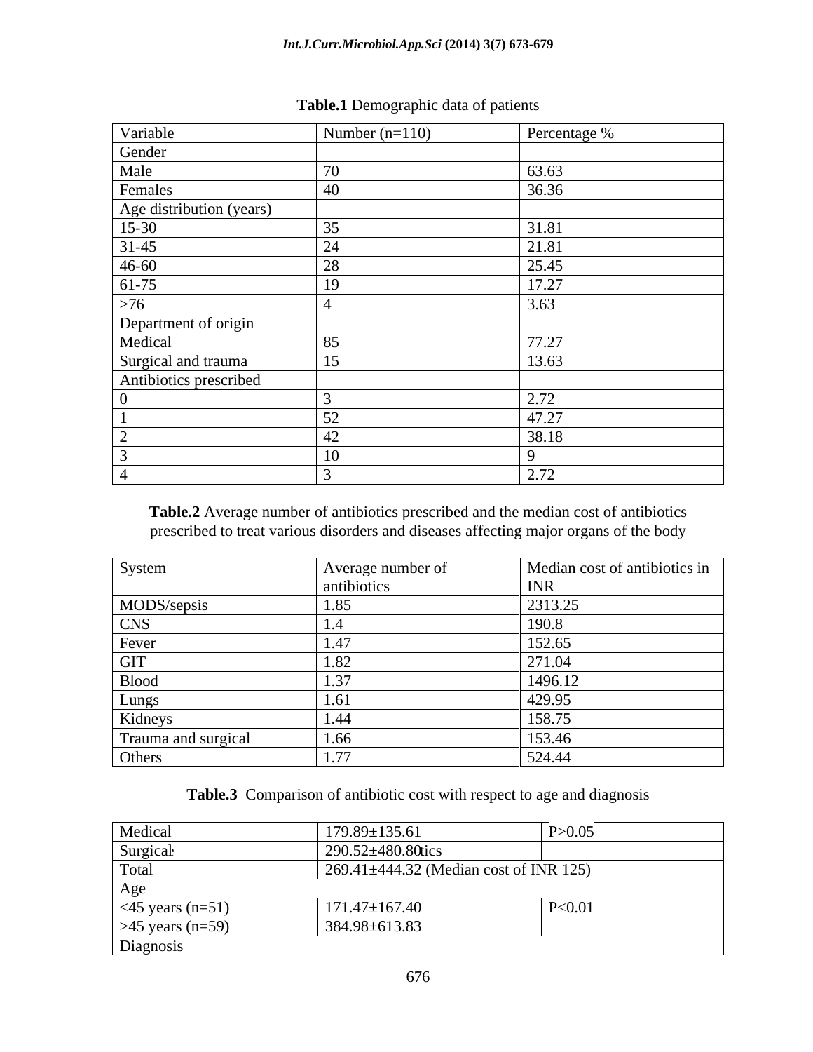**Table.1** Demographic data of patients

| Variable | Number (n=110) | Percentage % |
|---|---|---|
| Gender | | |
| Male | 70 | 63.63 |
| Females | 40 | 36.36 |
| Age distribution (years) | | |
| 15-30 | 35 | 31.81 |
| 31-45 | 24 | 21.81 |
| 46-60 | 28 | 25.45 |
| 61-75 | 19 | 17.27 |
| >76 | 4 | 3.63 |
| Department of origin | | |
| Medical | 85 | 77.27 |
| Surgical and trauma | 15 | 13.63 |
| Antibiotics prescribed | | |
| 0 | 3 | 2.72 |
| 1 | 52 | 47.27 |
| 2 | 42 | 38.18 |
| 3 | 10 | 9 |
| 4 | 3 | 2.72 |

**Table.2** Average number of antibiotics prescribed and the median cost of antibiotics prescribed to treat various disorders and diseases affecting major organs of the body

| System | Average number of antibiotics | Median cost of antibiotics in INR |
|---|---|---|
| MODS/sepsis | 1.85 | 2313.25 |
| CNS | 1.4 | 190.8 |
| Fever | 1.47 | 152.65 |
| GIT | 1.82 | 271.04 |
| Blood | 1.37 | 1496.12 |
| Lungs | 1.61 | 429.95 |
| Kidneys | 1.44 | 158.75 |
| Trauma and surgical | 1.66 | 153.46 |
| Others | 1.77 | 524.44 |

**Table.3** Comparison of antibiotic cost with respect to age and diagnosis

| | | |
|---|---|---|
| Medical | 179.89±135.61 | P>0.05 |
| Surgical | 290.52±480.80tics | |
| Total | 269.41±444.32 (Median cost of INR 125) | |
| Age | | |
| <45 years (n=51) | 171.47±167.40 | P<0.01 |
| >45 years (n=59) | 384.98±613.83 | |
| Diagnosis | | |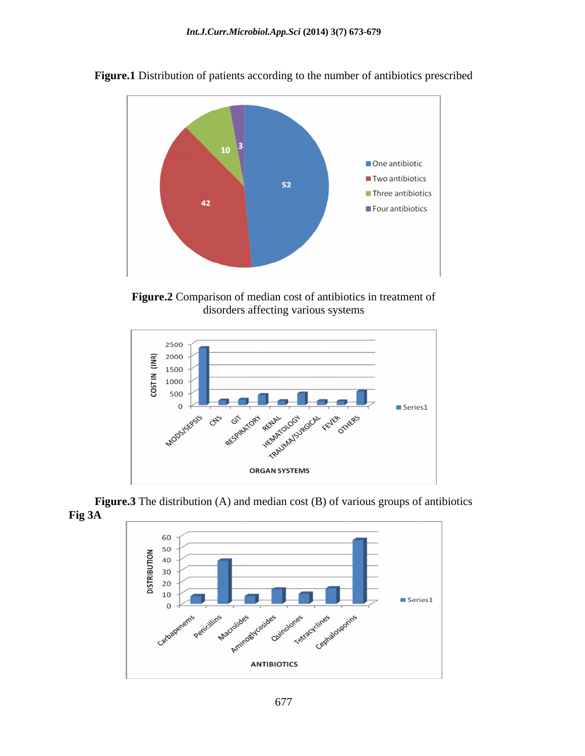**Figure.1** Distribution of patients according to the number of antibiotics prescribed

**Figure.2** Comparison of median cost of antibiotics in treatment of disorders affecting various systems

**Figure.3** The distribution (A) and median cost (B) of various groups of antibiotics

**Fig 3A**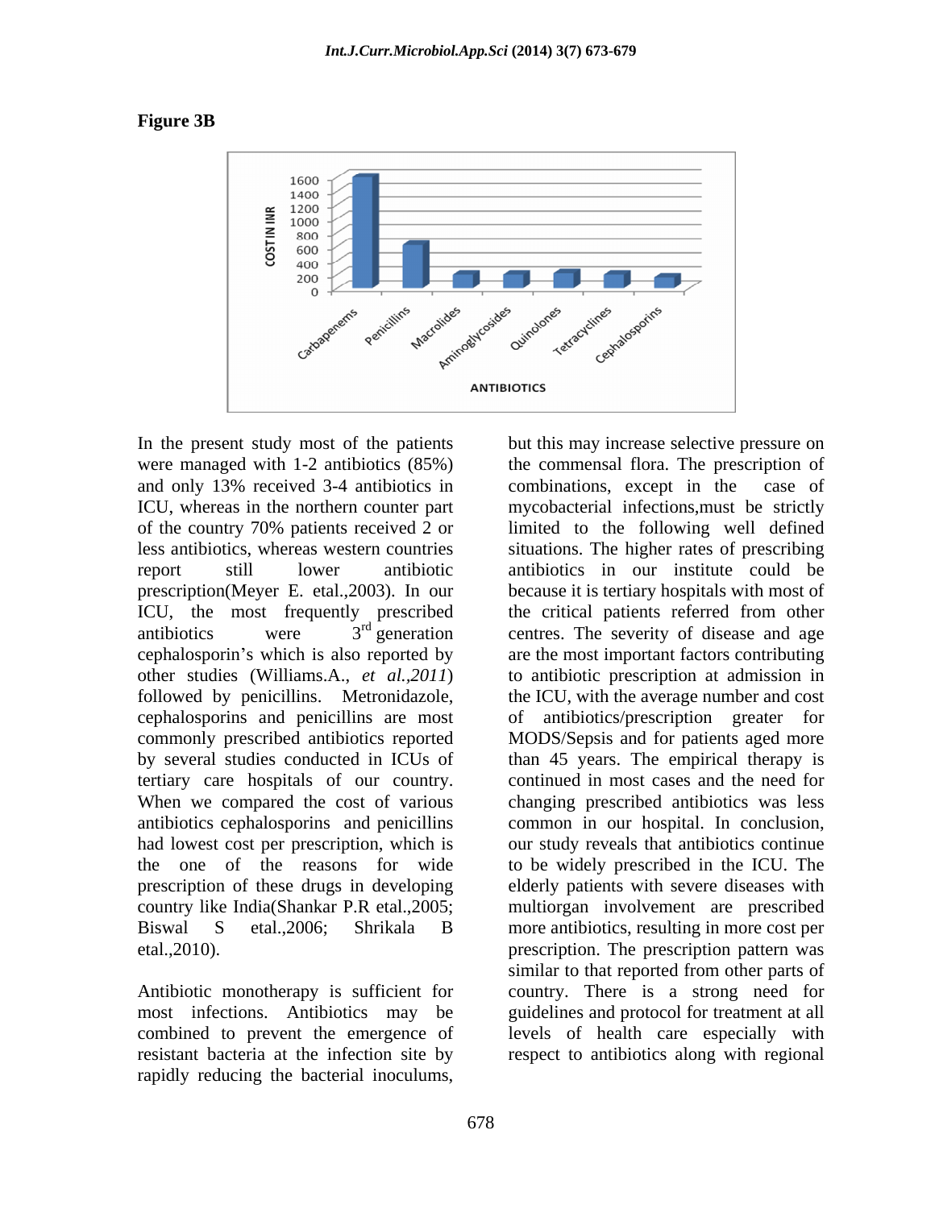**Figure 3B**

In the present study most of the patients were managed with 1-2 antibiotics (85%) and only 13% received 3-4 antibiotics in ICU, whereas in the northern counter part of the country 70% patients received 2 or less antibiotics, whereas western countries report still lower antibiotic prescription(Meyer E. etal.,2003). In our ICU, the most frequently prescribed antibiotics were 3rd generation cephalosporin's which is also reported by other studies (Williams.A., *et al.,2011*) followed by penicillins. Metronidazole, cephalosporins and penicillins are most commonly prescribed antibiotics reported by several studies conducted in ICUs of tertiary care hospitals of our country. When we compared the cost of various antibiotics cephalosporins and penicillins had lowest cost per prescription, which is the one of the reasons for wide prescription of these drugs in developing country like India(Shankar P.R etal.,2005; Biswal S etal.,2006; Shrikala B etal.,2010).

Antibiotic monotherapy is sufficient for most infections. Antibiotics may be combined to prevent the emergence of resistant bacteria at the infection site by rapidly reducing the bacterial inoculums, but this may increase selective pressure on the commensal flora. The prescription of combinations, except in the case of mycobacterial infections,must be strictly limited to the following well defined situations. The higher rates of prescribing antibiotics in our institute could be because it is tertiary hospitals with most of the critical patients referred from other centres. The severity of disease and age are the most important factors contributing to antibiotic prescription at admission in the ICU, with the average number and cost of antibiotics/prescription greater for MODS/Sepsis and for patients aged more than 45 years. The empirical therapy is continued in most cases and the need for changing prescribed antibiotics was less common in our hospital. In conclusion, our study reveals that antibiotics continue to be widely prescribed in the ICU. The elderly patients with severe diseases with multiorgan involvement are prescribed more antibiotics, resulting in more cost per prescription. The prescription pattern was similar to that reported from other parts of country. There is a strong need for guidelines and protocol for treatment at all levels of health care especially with respect to antibiotics along with regional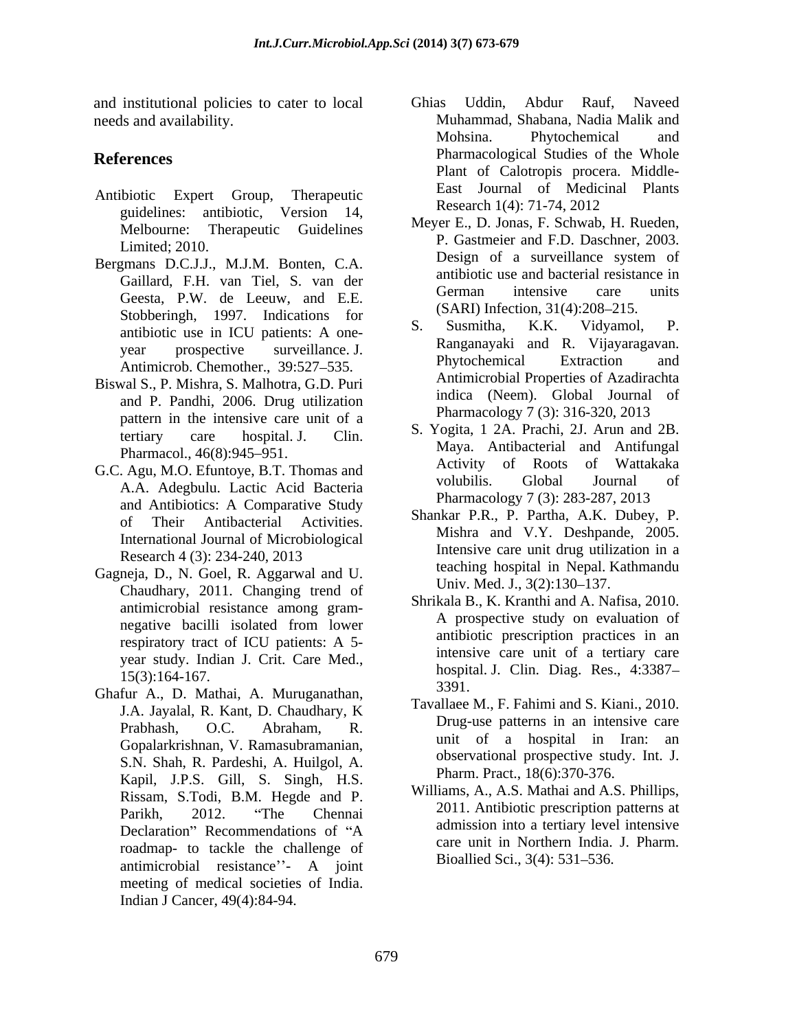and institutional policies to cater to local needs and availability.

## References

Antibiotic Expert Group, Therapeutic guidelines: antibiotic, Version 14, Melbourne: Therapeutic Guidelines Limited; 2010.

Bergmans D.C.J.J., M.J.M. Bonten, C.A. Gaillard, F.H. van Tiel, S. van der Geesta, P.W. de Leeuw, and E.E. Stobberingh, 1997. Indications for antibiotic use in ICU patients: A one-year prospective surveillance. J. Antimicrob. Chemother., 39:527–535.

Biswal S., P. Mishra, S. Malhotra, G.D. Puri and P. Pandhi, 2006. Drug utilization pattern in the intensive care unit of a tertiary care hospital. J. Clin. Pharmacol., 46(8):945–951.

G.C. Agu, M.O. Efuntoye, B.T. Thomas and A.A. Adegbulu. Lactic Acid Bacteria and Antibiotics: A Comparative Study of Their Antibacterial Activities. International Journal of Microbiological Research 4 (3): 234-240, 2013

Gagneja, D., N. Goel, R. Aggarwal and U. Chaudhary, 2011. Changing trend of antimicrobial resistance among gram-negative bacilli isolated from lower respiratory tract of ICU patients: A 5-year study. Indian J. Crit. Care Med., 15(3):164-167.

Ghafur A., D. Mathai, A. Muruganathan, J.A. Jayalal, R. Kant, D. Chaudhary, K Prabhash, O.C. Abraham, R. Gopalarkrishnan, V. Ramasubramanian, S.N. Shah, R. Pardeshi, A. Huilgol, A. Kapil, J.P.S. Gill, S. Singh, H.S. Rissam, S.Todi, B.M. Hegde and P. Parikh, 2012. "The Chennai Declaration" Recommendations of "A roadmap- to tackle the challenge of antimicrobial resistance''- A joint meeting of medical societies of India. Indian J Cancer, 49(4):84-94.

Ghias Uddin, Abdur Rauf, Naveed Muhammad, Shabana, Nadia Malik and Mohsina. Phytochemical and Pharmacological Studies of the Whole Plant of Calotropis procera. Middle-East Journal of Medicinal Plants Research 1(4): 71-74, 2012

Meyer E., D. Jonas, F. Schwab, H. Rueden, P. Gastmeier and F.D. Daschner, 2003. Design of a surveillance system of antibiotic use and bacterial resistance in German intensive care units (SARI) Infection, 31(4):208–215.

S. Susmitha, K.K. Vidyamol, P. Ranganayaki and R. Vijayaragavan. Phytochemical Extraction and Antimicrobial Properties of Azadirachta indica (Neem). Global Journal of Pharmacology 7 (3): 316-320, 2013

S. Yogita, 1 2A. Prachi, 2J. Arun and 2B. Maya. Antibacterial and Antifungal Activity of Roots of Wattakaka volubilis. Global Journal of Pharmacology 7 (3): 283-287, 2013

Shankar P.R., P. Partha, A.K. Dubey, P. Mishra and V.Y. Deshpande, 2005. Intensive care unit drug utilization in a teaching hospital in Nepal. Kathmandu Univ. Med. J., 3(2):130–137.

Shrikala B., K. Kranthi and A. Nafisa, 2010. A prospective study on evaluation of antibiotic prescription practices in an intensive care unit of a tertiary care hospital. J. Clin. Diag. Res., 4:3387–3391.

Tavallaee M., F. Fahimi and S. Kiani., 2010. Drug-use patterns in an intensive care unit of a hospital in Iran: an observational prospective study. Int. J. Pharm. Pract., 18(6):370-376.

Williams, A., A.S. Mathai and A.S. Phillips, 2011. Antibiotic prescription patterns at admission into a tertiary level intensive care unit in Northern India. J. Pharm. Bioallied Sci., 3(4): 531–536.